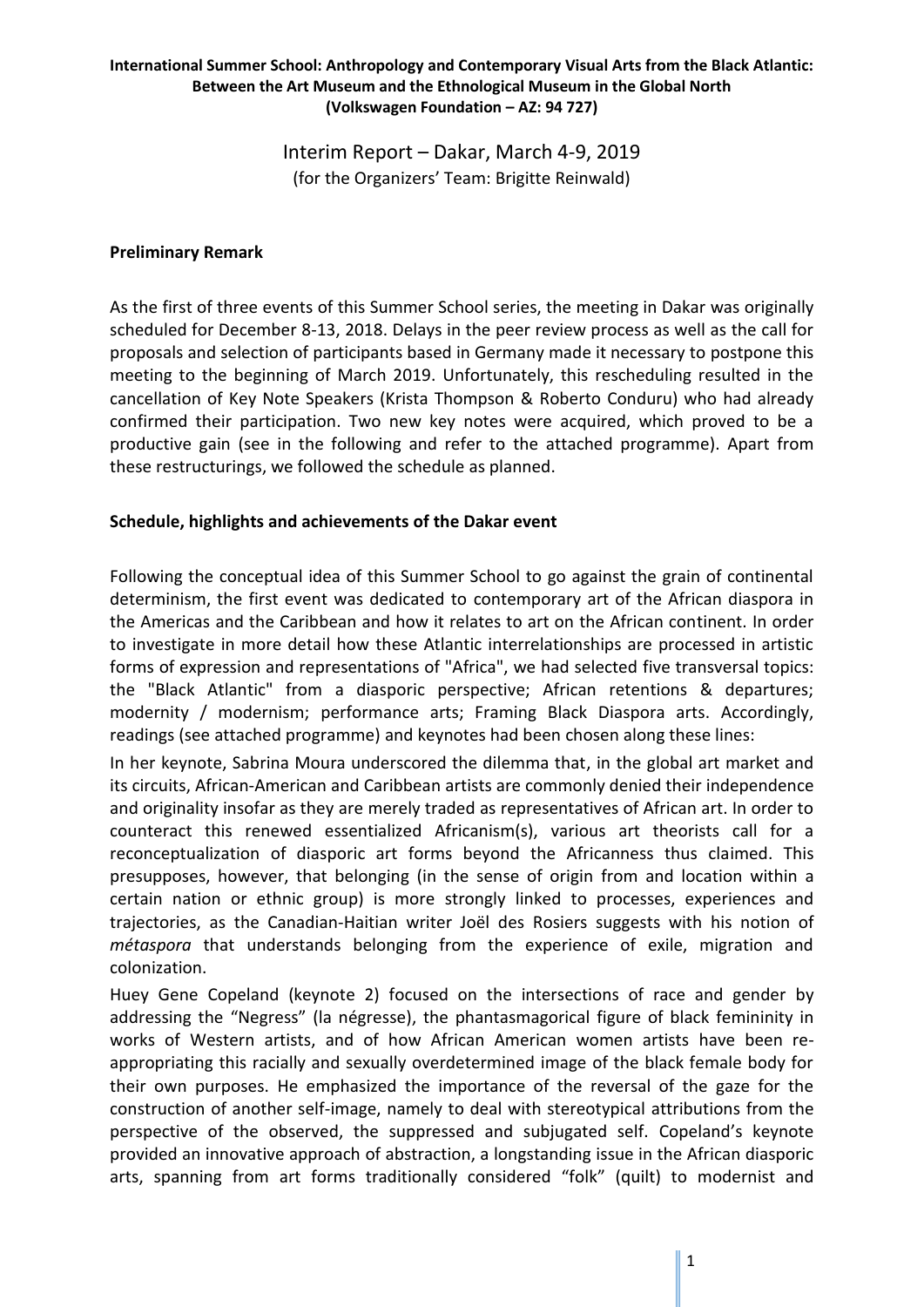**International Summer School: Anthropology and Contemporary Visual Arts from the Black Atlantic: Between the Art Museum and the Ethnological Museum in the Global North (Volkswagen Foundation – AZ: 94 727)**

# Interim Report – Dakar, March 4-9, 2019

(for the Organizers' Team: Brigitte Reinwald)

## Preliminary Remark

As the first of three events of this Summer School series, the meeting in Dakar was originally scheduled for December 8-13, 2018. Delays in the peer review process as well as the call for proposals and selection of participants based in Germany made it necessary to postpone this meeting to the beginning of March 2019. Unfortunately, this rescheduling resulted in the cancellation of Key Note Speakers (Krista Thompson & Roberto Conduru) who had already confirmed their participation. Two new key notes were acquired, which proved to be a productive gain (see in the following and refer to the attached programme). Apart from these restructurings, we followed the schedule as planned.

## Schedule, highlights and achievements of the Dakar event

Following the conceptual idea of this Summer School to go against the grain of continental determinism, the first event was dedicated to contemporary art of the African diaspora in the Americas and the Caribbean and how it relates to art on the African continent. In order to investigate in more detail how these Atlantic interrelationships are processed in artistic forms of expression and representations of "Africa", we had selected five transversal topics: the "Black Atlantic" from a diasporic perspective; African retentions & departures; modernity / modernism; performance arts; Framing Black Diaspora arts. Accordingly, readings (see attached programme) and keynotes had been chosen along these lines:

In her keynote, Sabrina Moura underscored the dilemma that, in the global art market and its circuits, African-American and Caribbean artists are commonly denied their independence and originality insofar as they are merely traded as representatives of African art. In order to counteract this renewed essentialized Africanism(s), various art theorists call for a reconceptualization of diasporic art forms beyond the Africanness thus claimed. This presupposes, however, that belonging (in the sense of origin from and location within a certain nation or ethnic group) is more strongly linked to processes, experiences and trajectories, as the Canadian-Haitian writer Joël des Rosiers suggests with his notion of *métaspora* that understands belonging from the experience of exile, migration and colonization.

Huey Gene Copeland (keynote 2) focused on the intersections of race and gender by addressing the "Negress" (la négresse), the phantasmagorical figure of black femininity in works of Western artists, and of how African American women artists have been re-appropriating this racially and sexually overdetermined image of the black female body for their own purposes. He emphasized the importance of the reversal of the gaze for the construction of another self-image, namely to deal with stereotypical attributions from the perspective of the observed, the suppressed and subjugated self. Copeland's keynote provided an innovative approach of abstraction, a longstanding issue in the African diasporic arts, spanning from art forms traditionally considered "folk" (quilt) to modernist and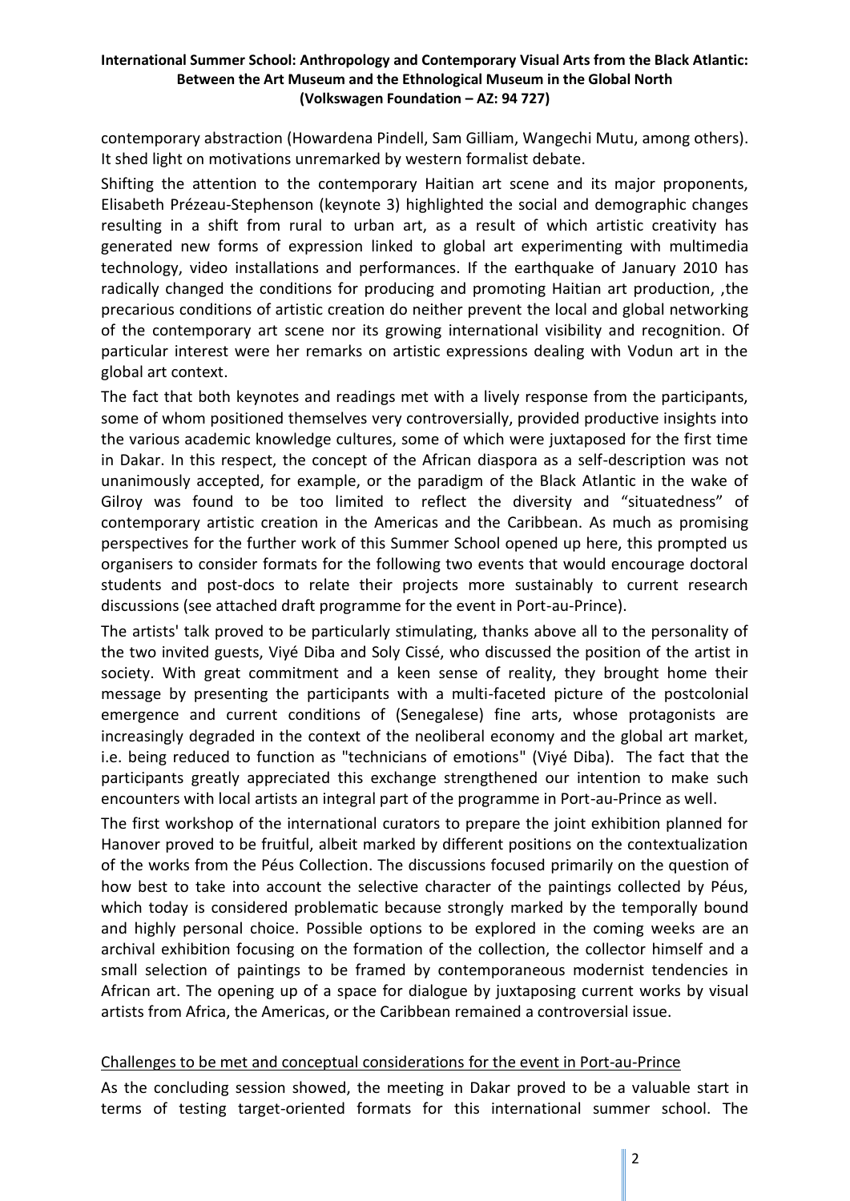contemporary abstraction (Howardena Pindell, Sam Gilliam, Wangechi Mutu, among others). It shed light on motivations unremarked by western formalist debate.

Shifting the attention to the contemporary Haitian art scene and its major proponents, Elisabeth Prézeau-Stephenson (keynote 3) highlighted the social and demographic changes resulting in a shift from rural to urban art, as a result of which artistic creativity has generated new forms of expression linked to global art experimenting with multimedia technology, video installations and performances. If the earthquake of January 2010 has radically changed the conditions for producing and promoting Haitian art production, ,the precarious conditions of artistic creation do neither prevent the local and global networking of the contemporary art scene nor its growing international visibility and recognition. Of particular interest were her remarks on artistic expressions dealing with Vodun art in the global art context.

The fact that both keynotes and readings met with a lively response from the participants, some of whom positioned themselves very controversially, provided productive insights into the various academic knowledge cultures, some of which were juxtaposed for the first time in Dakar. In this respect, the concept of the African diaspora as a self-description was not unanimously accepted, for example, or the paradigm of the Black Atlantic in the wake of Gilroy was found to be too limited to reflect the diversity and "situatedness" of contemporary artistic creation in the Americas and the Caribbean. As much as promising perspectives for the further work of this Summer School opened up here, this prompted us organisers to consider formats for the following two events that would encourage doctoral students and post-docs to relate their projects more sustainably to current research discussions (see attached draft programme for the event in Port-au-Prince).

The artists' talk proved to be particularly stimulating, thanks above all to the personality of the two invited guests, Viyé Diba and Soly Cissé, who discussed the position of the artist in society. With great commitment and a keen sense of reality, they brought home their message by presenting the participants with a multi-faceted picture of the postcolonial emergence and current conditions of (Senegalese) fine arts, whose protagonists are increasingly degraded in the context of the neoliberal economy and the global art market, i.e. being reduced to function as "technicians of emotions" (Viyé Diba). The fact that the participants greatly appreciated this exchange strengthened our intention to make such encounters with local artists an integral part of the programme in Port-au-Prince as well.

The first workshop of the international curators to prepare the joint exhibition planned for Hanover proved to be fruitful, albeit marked by different positions on the contextualization of the works from the Péus Collection. The discussions focused primarily on the question of how best to take into account the selective character of the paintings collected by Péus, which today is considered problematic because strongly marked by the temporally bound and highly personal choice. Possible options to be explored in the coming weeks are an archival exhibition focusing on the formation of the collection, the collector himself and a small selection of paintings to be framed by contemporaneous modernist tendencies in African art. The opening up of a space for dialogue by juxtaposing current works by visual artists from Africa, the Americas, or the Caribbean remained a controversial issue.

## Challenges to be met and conceptual considerations for the event in Port-au-Prince

As the concluding session showed, the meeting in Dakar proved to be a valuable start in terms of testing target-oriented formats for this international summer school. The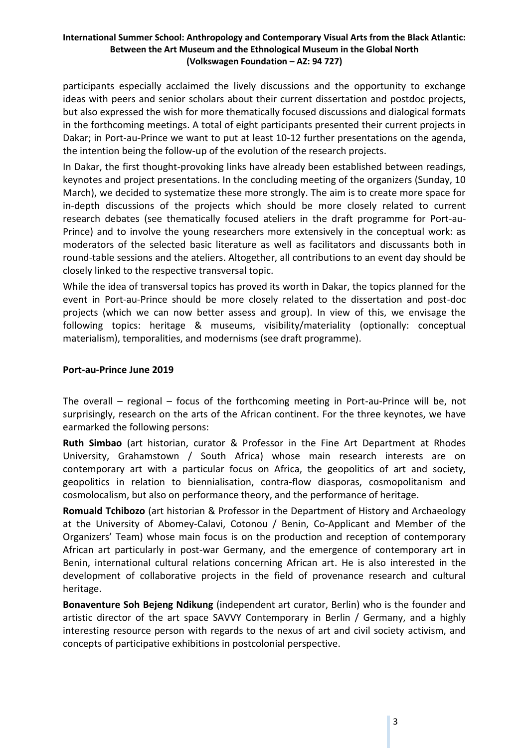participants especially acclaimed the lively discussions and the opportunity to exchange ideas with peers and senior scholars about their current dissertation and postdoc projects, but also expressed the wish for more thematically focused discussions and dialogical formats in the forthcoming meetings. A total of eight participants presented their current projects in Dakar; in Port-au-Prince we want to put at least 10-12 further presentations on the agenda, the intention being the follow-up of the evolution of the research projects.

In Dakar, the first thought-provoking links have already been established between readings, keynotes and project presentations. In the concluding meeting of the organizers (Sunday, 10 March), we decided to systematize these more strongly. The aim is to create more space for in-depth discussions of the projects which should be more closely related to current research debates (see thematically focused ateliers in the draft programme for Port-au-Prince) and to involve the young researchers more extensively in the conceptual work: as moderators of the selected basic literature as well as facilitators and discussants both in round-table sessions and the ateliers. Altogether, all contributions to an event day should be closely linked to the respective transversal topic.

While the idea of transversal topics has proved its worth in Dakar, the topics planned for the event in Port-au-Prince should be more closely related to the dissertation and post-doc projects (which we can now better assess and group). In view of this, we envisage the following topics: heritage & museums, visibility/materiality (optionally: conceptual materialism), temporalities, and modernisms (see draft programme).

## Port-au-Prince June 2019

The overall – regional – focus of the forthcoming meeting in Port-au-Prince will be, not surprisingly, research on the arts of the African continent. For the three keynotes, we have earmarked the following persons:

**Ruth Simbao** (art historian, curator & Professor in the Fine Art Department at Rhodes University, Grahamstown / South Africa) whose main research interests are on contemporary art with a particular focus on Africa, the geopolitics of art and society, geopolitics in relation to biennialisation, contra-flow diasporas, cosmopolitanism and cosmolocalism, but also on performance theory, and the performance of heritage.

**Romuald Tchibozo** (art historian & Professor in the Department of History and Archaeology at the University of Abomey-Calavi, Cotonou / Benin, Co-Applicant and Member of the Organizers' Team) whose main focus is on the production and reception of contemporary African art particularly in post-war Germany, and the emergence of contemporary art in Benin, international cultural relations concerning African art. He is also interested in the development of collaborative projects in the field of provenance research and cultural heritage.

**Bonaventure Soh Bejeng Ndikung** (independent art curator, Berlin) who is the founder and artistic director of the art space SAVVY Contemporary in Berlin / Germany, and a highly interesting resource person with regards to the nexus of art and civil society activism, and concepts of participative exhibitions in postcolonial perspective.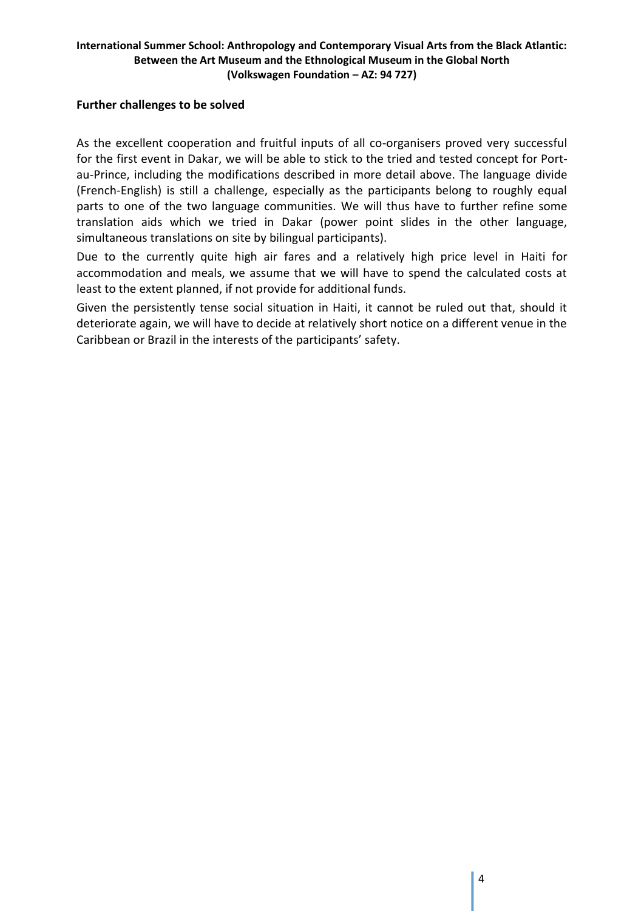## Further challenges to be solved

As the excellent cooperation and fruitful inputs of all co-organisers proved very successful for the first event in Dakar, we will be able to stick to the tried and tested concept for Port-au-Prince, including the modifications described in more detail above. The language divide (French-English) is still a challenge, especially as the participants belong to roughly equal parts to one of the two language communities. We will thus have to further refine some translation aids which we tried in Dakar (power point slides in the other language, simultaneous translations on site by bilingual participants).

Due to the currently quite high air fares and a relatively high price level in Haiti for accommodation and meals, we assume that we will have to spend the calculated costs at least to the extent planned, if not provide for additional funds.

Given the persistently tense social situation in Haiti, it cannot be ruled out that, should it deteriorate again, we will have to decide at relatively short notice on a different venue in the Caribbean or Brazil in the interests of the participants' safety.